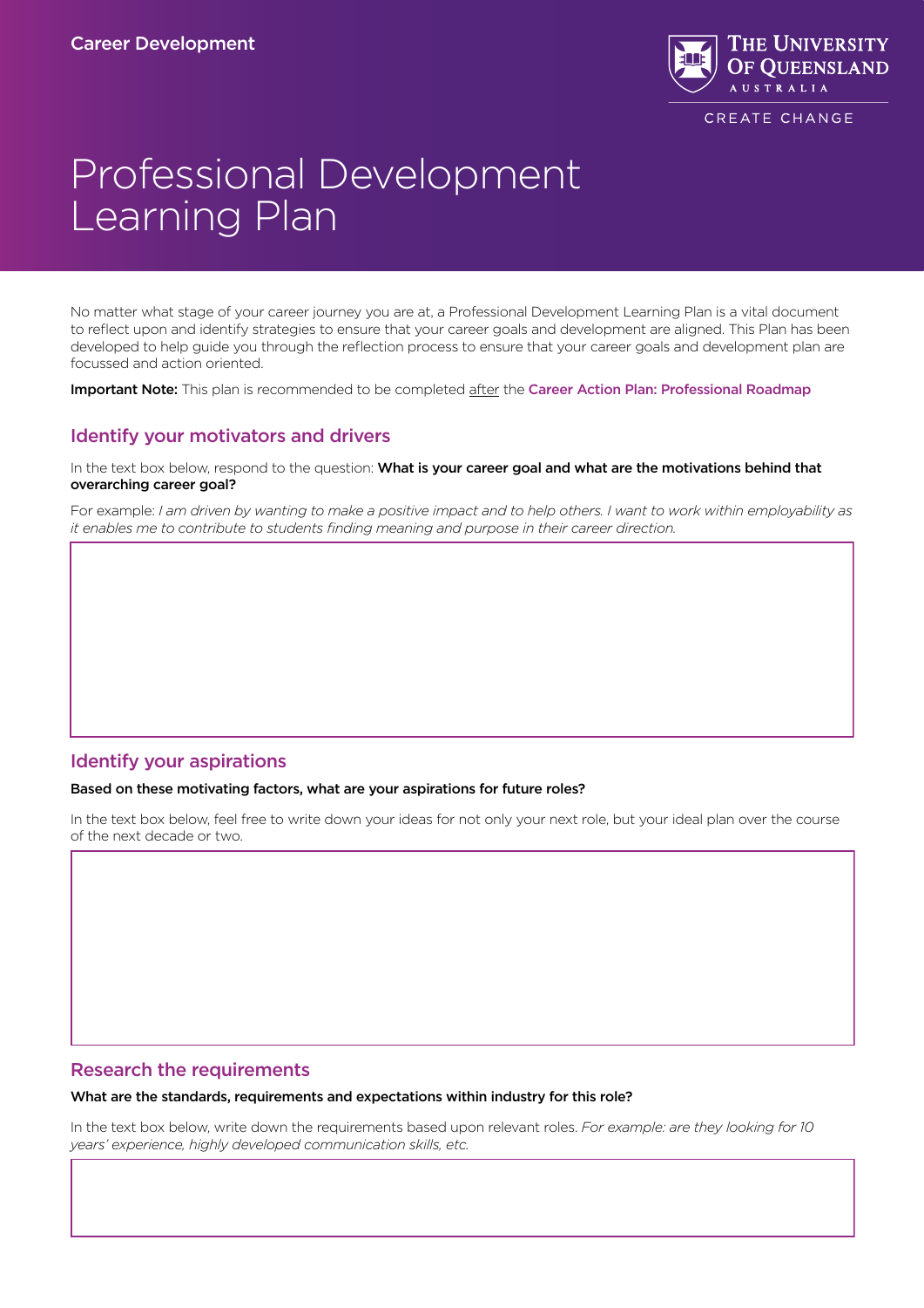Career Development

# Professional Development Learning Plan

No matter what stage of your career journey you are at, a Professional Development Learning Plan is a vital document to reflect upon and identify strategies to ensure that your career goals and development are aligned. This Plan has been developed to help guide you through the reflection process to ensure that your career goals and development plan are focussed and action oriented.

**Important Note:** This plan is recommended to be completed after the **Career Action Plan: Professional Roadmap**

## Identify your motivators and drivers

In the text box below, respond to the question: **What is your career goal and what are the motivations behind that overarching career goal?**

For example: *I am driven by wanting to make a positive impact and to help others. I want to work within employability as it enables me to contribute to students finding meaning and purpose in their career direction.*

## Identify your aspirations

**Based on these motivating factors, what are your aspirations for future roles?**

In the text box below, feel free to write down your ideas for not only your next role, but your ideal plan over the course of the next decade or two.

## Research the requirements

**What are the standards, requirements and expectations within industry for this role?**

In the text box below, write down the requirements based upon relevant roles. *For example: are they looking for 10 years' experience, highly developed communication skills, etc.*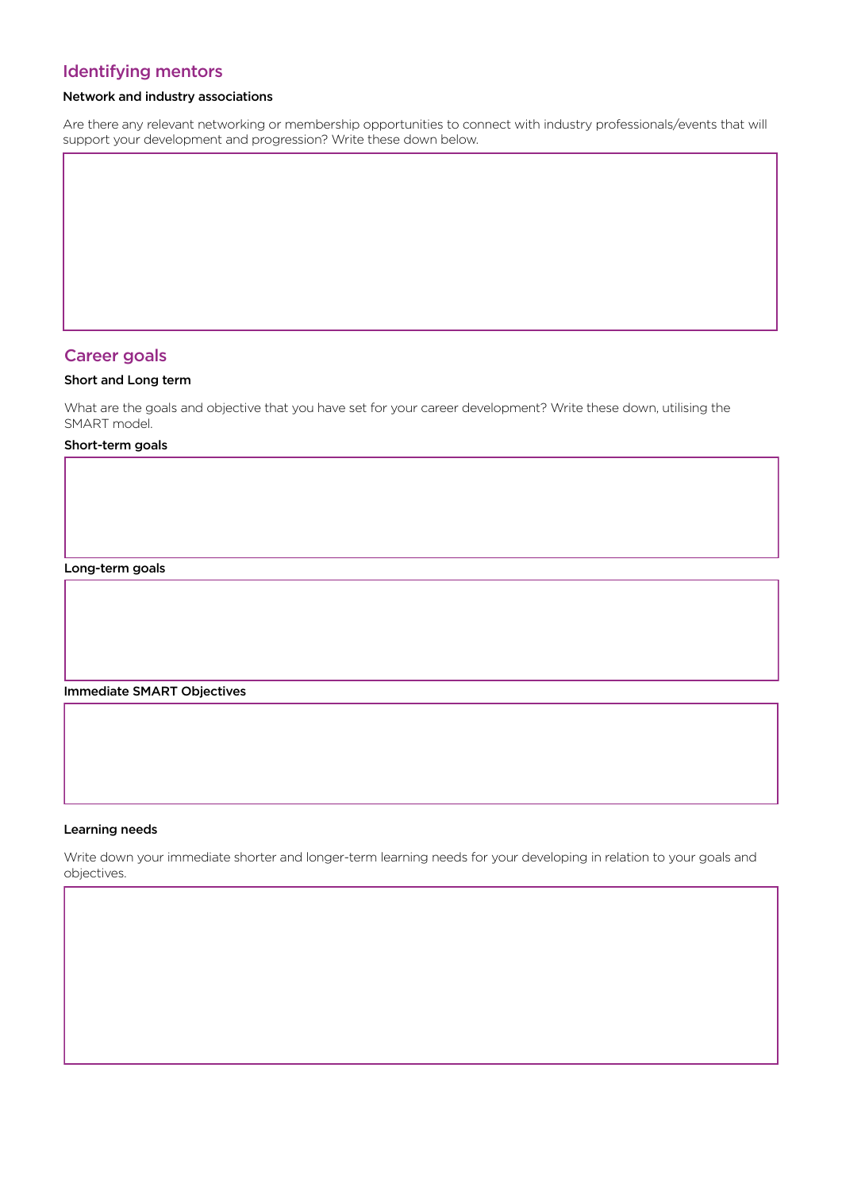## Identifying mentors

**Network and industry associations**

Are there any relevant networking or membership opportunities to connect with industry professionals/events that will support your development and progression? Write these down below.

## Career goals

**Short and Long term**

What are the goals and objective that you have set for your career development? Write these down, utilising the SMART model.

**Short-term goals**

**Long-term goals**

**Immediate SMART Objectives**

**Learning needs**

Write down your immediate shorter and longer-term learning needs for your developing in relation to your goals and objectives.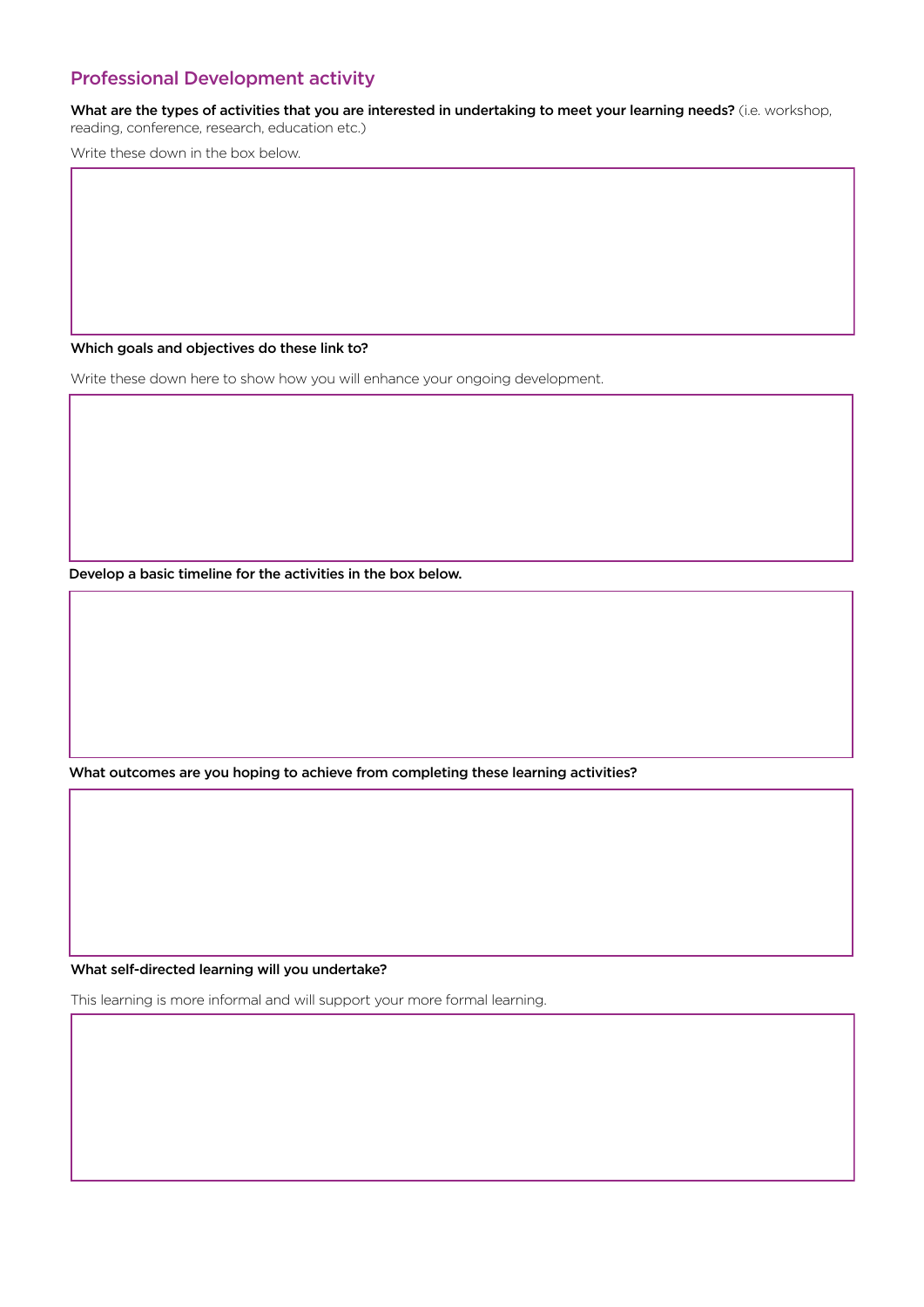## Professional Development activity

**What are the types of activities that you are interested in undertaking to meet your learning needs?** (i.e. workshop, reading, conference, research, education etc.)

Write these down in the box below.

**Which goals and objectives do these link to?**

Write these down here to show how you will enhance your ongoing development.

**Develop a basic timeline for the activities in the box below.**

**What outcomes are you hoping to achieve from completing these learning activities?**

**What self-directed learning will you undertake?**

This learning is more informal and will support your more formal learning.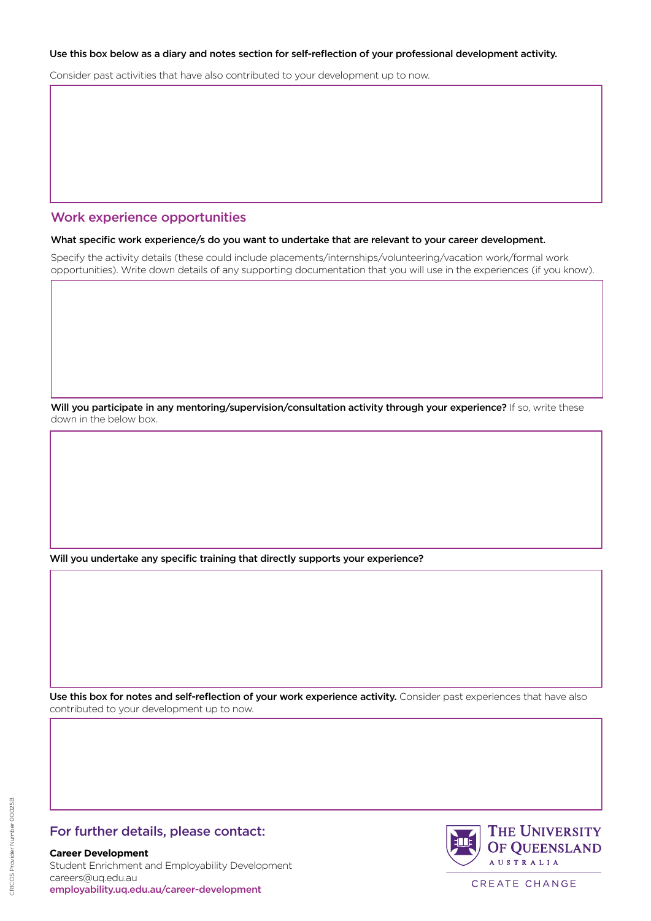**Use this box below as a diary and notes section for self-reflection of your professional development activity.**

Consider past activities that have also contributed to your development up to now.

## Work experience opportunities

**What specific work experience/s do you want to undertake that are relevant to your career development.**

Specify the activity details (these could include placements/internships/volunteering/vacation work/formal work opportunities). Write down details of any supporting documentation that you will use in the experiences (if you know).

**Will you participate in any mentoring/supervision/consultation activity through your experience?** If so, write these down in the below box.

**Will you undertake any specific training that directly supports your experience?**

**Use this box for notes and self-reflection of your work experience activity.** Consider past experiences that have also contributed to your development up to now.

## For further details, please contact:

**Career Development**
Student Enrichment and Employability Development
careers@uq.edu.au
**employability.uq.edu.au/career-development**

The University of Queensland Australia

CREATE CHANGE

CRICOS Provider Number 00025B